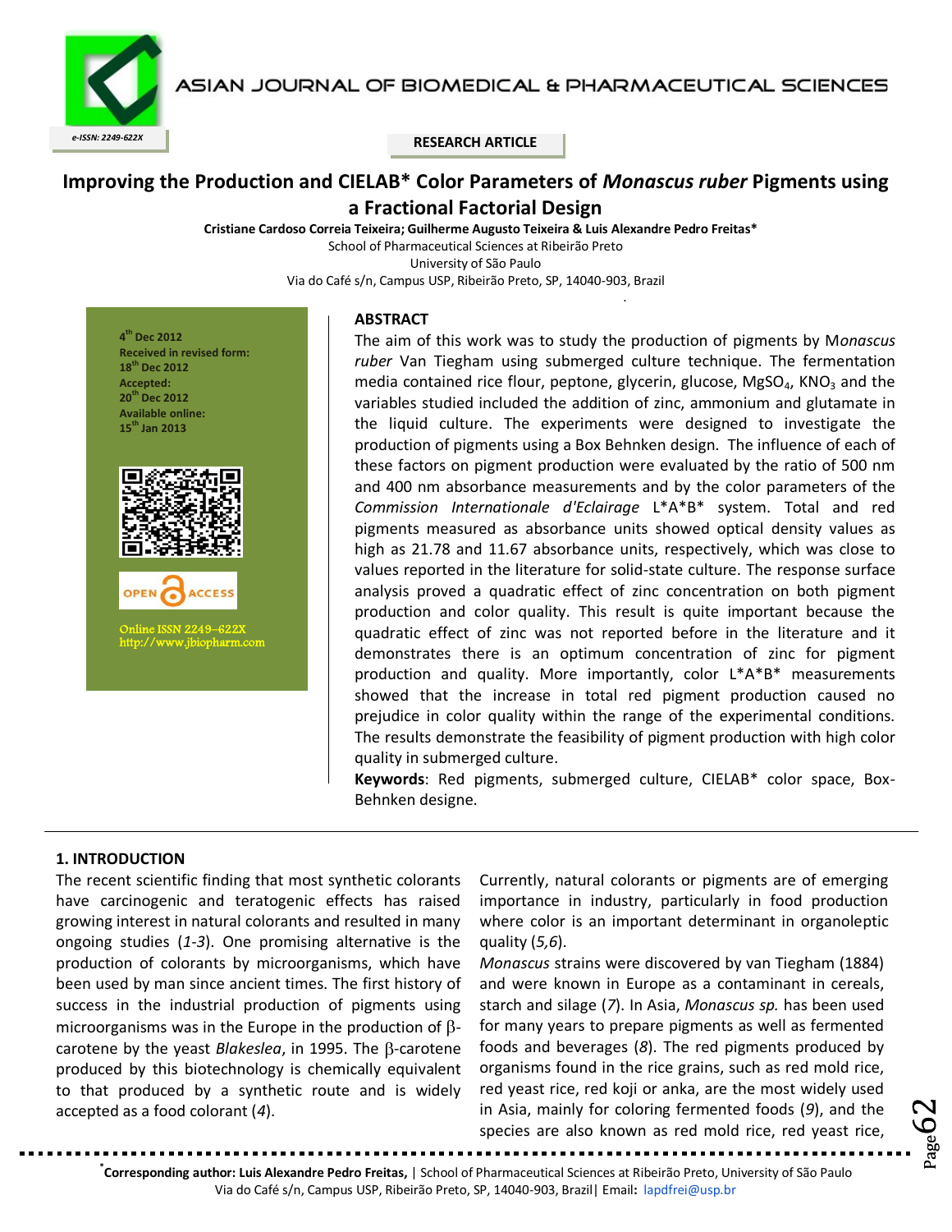RESEARCH ARTICLE

# Improving the Production and CIELAB* Color Parameters of *Monascus ruber* Pigments using a Fractional Factorial Design

**Cristiane Cardoso Correia Teixeira; Guilherme Augusto Teixeira & Luis Alexandre Pedro Freitas***

School of Pharmaceutical Sciences at Ribeirão Preto
University of São Paulo
Via do Café s/n, Campus USP, Ribeirão Preto, SP, 14040-903, Brazil

4th Dec 2012
Received in revised form: 18th Dec 2012
Accepted: 20th Dec 2012
Available online: 15th Jan 2013

Online ISSN 2249–622X
http://www.jbiopharm.com

## ABSTRACT

The aim of this work was to study the production of pigments by M*onascus ruber* Van Tiegham using submerged culture technique. The fermentation media contained rice flour, peptone, glycerin, glucose, $MgSO_4$, $KNO_3$ and the variables studied included the addition of zinc, ammonium and glutamate in the liquid culture. The experiments were designed to investigate the production of pigments using a Box Behnken design. The influence of each of these factors on pigment production were evaluated by the ratio of 500 nm and 400 nm absorbance measurements and by the color parameters of the *Commission Internationale d'Eclairage* L*A*B* system. Total and red pigments measured as absorbance units showed optical density values as high as 21.78 and 11.67 absorbance units, respectively, which was close to values reported in the literature for solid-state culture. The response surface analysis proved a quadratic effect of zinc concentration on both pigment production and color quality. This result is quite important because the quadratic effect of zinc was not reported before in the literature and it demonstrates there is an optimum concentration of zinc for pigment production and quality. More importantly, color L*A*B* measurements showed that the increase in total red pigment production caused no prejudice in color quality within the range of the experimental conditions. The results demonstrate the feasibility of pigment production with high color quality in submerged culture.

**Keywords**: Red pigments, submerged culture, CIELAB* color space, Box-Behnken designe.

## 1. INTRODUCTION

The recent scientific finding that most synthetic colorants have carcinogenic and teratogenic effects has raised growing interest in natural colorants and resulted in many ongoing studies (*1-3*). One promising alternative is the production of colorants by microorganisms, which have been used by man since ancient times. The first history of success in the industrial production of pigments using microorganisms was in the Europe in the production of β-carotene by the yeast *Blakeslea*, in 1995. The β-carotene produced by this biotechnology is chemically equivalent to that produced by a synthetic route and is widely accepted as a food colorant (*4*).

Currently, natural colorants or pigments are of emerging importance in industry, particularly in food production where color is an important determinant in organoleptic quality (*5,6*).

*Monascus* strains were discovered by van Tiegham (1884) and were known in Europe as a contaminant in cereals, starch and silage (*7*). In Asia, *Monascus sp.* has been used for many years to prepare pigments as well as fermented foods and beverages (*8*). The red pigments produced by organisms found in the rice grains, such as red mold rice, red yeast rice, red koji or anka, are the most widely used in Asia, mainly for coloring fermented foods (*9*), and the species are also known as red mold rice, red yeast rice,

*Corresponding author: Luis Alexandre Pedro Freitas, | School of Pharmaceutical Sciences at Ribeirão Preto, University of São Paulo Via do Café s/n, Campus USP, Ribeirão Preto, SP, 14040-903, Brazil| Email: lapdfrei@usp.br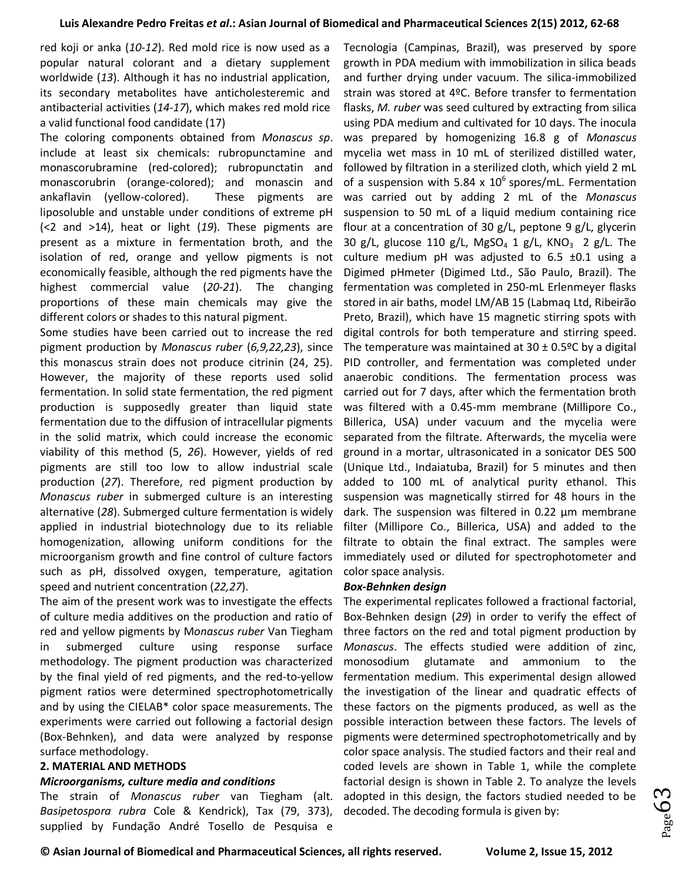red koji or anka (*10-12*). Red mold rice is now used as a popular natural colorant and a dietary supplement worldwide (*13*). Although it has no industrial application, its secondary metabolites have anticholesteremic and antibacterial activities (*14-17*), which makes red mold rice a valid functional food candidate (17)

The coloring components obtained from *Monascus sp*. include at least six chemicals: rubropunctamine and monascorubramine (red-colored); rubropunctatin and monascorubrin (orange-colored); and monascin and ankaflavin (yellow-colored). These pigments are liposoluble and unstable under conditions of extreme pH (<2 and >14), heat or light (*19*). These pigments are present as a mixture in fermentation broth, and the isolation of red, orange and yellow pigments is not economically feasible, although the red pigments have the highest commercial value (*20-21*). The changing proportions of these main chemicals may give the different colors or shades to this natural pigment.

Some studies have been carried out to increase the red pigment production by *Monascus ruber* (*6,9,22,23*), since this monascus strain does not produce citrinin (24, 25). However, the majority of these reports used solid fermentation. In solid state fermentation, the red pigment production is supposedly greater than liquid state fermentation due to the diffusion of intracellular pigments in the solid matrix, which could increase the economic viability of this method (5, *26*). However, yields of red pigments are still too low to allow industrial scale production (*27*). Therefore, red pigment production by *Monascus ruber* in submerged culture is an interesting alternative (*28*). Submerged culture fermentation is widely applied in industrial biotechnology due to its reliable homogenization, allowing uniform conditions for the microorganism growth and fine control of culture factors such as pH, dissolved oxygen, temperature, agitation speed and nutrient concentration (*22,27*).

The aim of the present work was to investigate the effects of culture media additives on the production and ratio of red and yellow pigments by M*onascus ruber* Van Tiegham in submerged culture using response surface methodology. The pigment production was characterized by the final yield of red pigments, and the red-to-yellow pigment ratios were determined spectrophotometrically and by using the CIELAB* color space measurements. The experiments were carried out following a factorial design (Box-Behnken), and data were analyzed by response surface methodology.

## 2. MATERIAL AND METHODS

### *Microorganisms, culture media and conditions*

The strain of *Monascus ruber* van Tiegham (alt. *Basipetospora rubra* Cole & Kendrick), Tax (79, 373), supplied by Fundação André Tosello de Pesquisa e Tecnologia (Campinas, Brazil), was preserved by spore growth in PDA medium with immobilization in silica beads and further drying under vacuum. The silica-immobilized strain was stored at 4ºC. Before transfer to fermentation flasks, *M. ruber* was seed cultured by extracting from silica using PDA medium and cultivated for 10 days. The inocula was prepared by homogenizing 16.8 g of *Monascus* mycelia wet mass in 10 mL of sterilized distilled water, followed by filtration in a sterilized cloth, which yield 2 mL of a suspension with 5.84 x $10^6$ spores/mL. Fermentation was carried out by adding 2 mL of the *Monascus* suspension to 50 mL of a liquid medium containing rice flour at a concentration of 30 g/L, peptone 9 g/L, glycerin 30 g/L, glucose 110 g/L, $MgSO_4$ 1 g/L, $KNO_3$ 2 g/L. The culture medium pH was adjusted to 6.5 ±0.1 using a Digimed pHmeter (Digimed Ltd., São Paulo, Brazil). The fermentation was completed in 250-mL Erlenmeyer flasks stored in air baths, model LM/AB 15 (Labmaq Ltd, Ribeirão Preto, Brazil), which have 15 magnetic stirring spots with digital controls for both temperature and stirring speed. The temperature was maintained at 30 ± 0.5ºC by a digital PID controller, and fermentation was completed under anaerobic conditions. The fermentation process was carried out for 7 days, after which the fermentation broth was filtered with a 0.45-mm membrane (Millipore Co., Billerica, USA) under vacuum and the mycelia were separated from the filtrate. Afterwards, the mycelia were ground in a mortar, ultrasonicated in a sonicator DES 500 (Unique Ltd., Indaiatuba, Brazil) for 5 minutes and then added to 100 mL of analytical purity ethanol. This suspension was magnetically stirred for 48 hours in the dark. The suspension was filtered in 0.22 µm membrane filter (Millipore Co., Billerica, USA) and added to the filtrate to obtain the final extract. The samples were immediately used or diluted for spectrophotometer and color space analysis.

### *Box-Behnken design*

The experimental replicates followed a fractional factorial, Box-Behnken design (*29*) in order to verify the effect of three factors on the red and total pigment production by *Monascus*. The effects studied were addition of zinc, monosodium glutamate and ammonium to the fermentation medium. This experimental design allowed the investigation of the linear and quadratic effects of these factors on the pigments produced, as well as the possible interaction between these factors. The levels of pigments were determined spectrophotometrically and by color space analysis. The studied factors and their real and coded levels are shown in Table 1, while the complete factorial design is shown in Table 2. To analyze the levels adopted in this design, the factors studied needed to be decoded. The decoding formula is given by: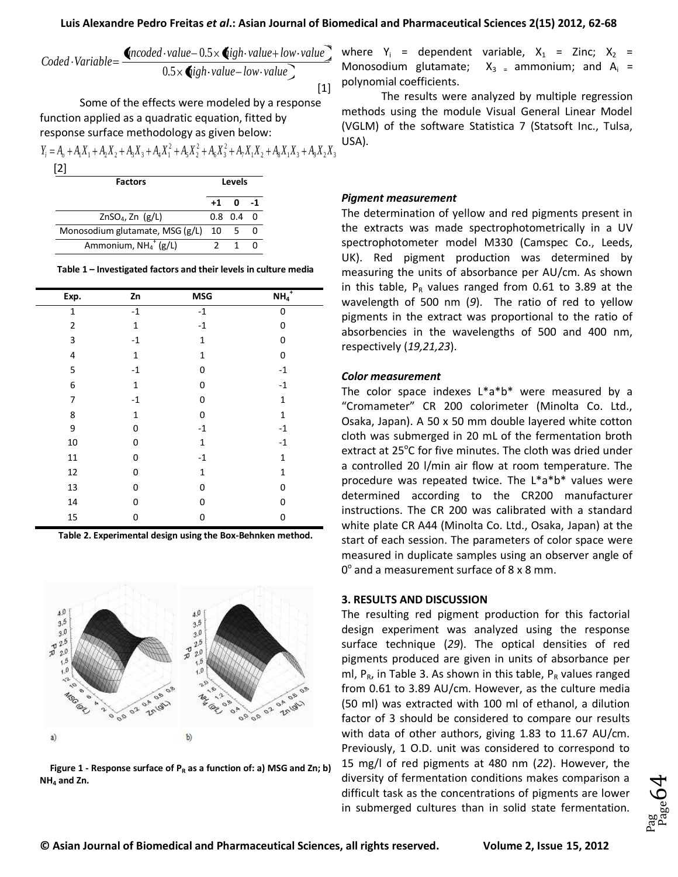$$Coded \cdot Variable = \frac{(uncoded \cdot value - 0.5 \times (high \cdot value + low \cdot value))}{0.5 \times (high \cdot value - low \cdot value)}$$ [1]

Some of the effects were modeled by a response function applied as a quadratic equation, fitted by response surface methodology as given below:

$$Y_i = A_0 + A_1X_1 + A_2X_2 + A_3X_3 + A_4X_1^2 + A_5X_2^2 + A_6X_3^2 + A_7X_1X_2 + A_8X_1X_3 + A_9X_2X_3$$ [2]

| Factors | Levels | | |
|---|---|---|---|
| | +1 | 0 | -1 |
| $ZnSO_4$, Zn (g/L) | 0.8 | 0.4 | 0 |
| Monosodium glutamate, MSG (g/L) | 10 | 5 | 0 |
| Ammonium, $NH_4^+$ (g/L) | 2 | 1 | 0 |

**Table 1 – Investigated factors and their levels in culture media**

| Exp. | Zn | MSG | $NH_4^+$ |
|---|---|---|---|
| 1 | -1 | -1 | 0 |
| 2 | 1 | -1 | 0 |
| 3 | -1 | 1 | 0 |
| 4 | 1 | 1 | 0 |
| 5 | -1 | 0 | -1 |
| 6 | 1 | 0 | -1 |
| 7 | -1 | 0 | 1 |
| 8 | 1 | 0 | 1 |
| 9 | 0 | -1 | -1 |
| 10 | 0 | 1 | -1 |
| 11 | 0 | -1 | 1 |
| 12 | 0 | 1 | 1 |
| 13 | 0 | 0 | 0 |
| 14 | 0 | 0 | 0 |
| 15 | 0 | 0 | 0 |

**Table 2. Experimental design using the Box-Behnken method.**

**Figure 1 - Response surface of $P_R$ as a function of: a) MSG and Zn; b) $NH_4$ and Zn.**

where $Y_i$ = dependent variable, $X_1$ = Zinc; $X_2$ = Monosodium glutamate; $X_3$ = ammonium; and $A_i$ = polynomial coefficients.

The results were analyzed by multiple regression methods using the module Visual General Linear Model (VGLM) of the software Statistica 7 (Statsoft Inc., Tulsa, USA).

### *Pigment measurement*

The determination of yellow and red pigments present in the extracts was made spectrophotometrically in a UV spectrophotometer model M330 (Camspec Co., Leeds, UK). Red pigment production was determined by measuring the units of absorbance per AU/cm. As shown in this table, $P_R$ values ranged from 0.61 to 3.89 at the wavelength of 500 nm (*9*). The ratio of red to yellow pigments in the extract was proportional to the ratio of absorbencies in the wavelengths of 500 and 400 nm, respectively (*19,21,23*).

### *Color measurement*

The color space indexes L*a*b* were measured by a "Cromameter" CR 200 colorimeter (Minolta Co. Ltd., Osaka, Japan). A 50 x 50 mm double layered white cotton cloth was submerged in 20 mL of the fermentation broth extract at 25°C for five minutes. The cloth was dried under a controlled 20 l/min air flow at room temperature. The procedure was repeated twice. The L*a*b* values were determined according to the CR200 manufacturer instructions. The CR 200 was calibrated with a standard white plate CR A44 (Minolta Co. Ltd., Osaka, Japan) at the start of each session. The parameters of color space were measured in duplicate samples using an observer angle of 0° and a measurement surface of 8 x 8 mm.

## 3. RESULTS AND DISCUSSION

The resulting red pigment production for this factorial design experiment was analyzed using the response surface technique (*29*). The optical densities of red pigments produced are given in units of absorbance per ml, $P_R$, in Table 3. As shown in this table, $P_R$ values ranged from 0.61 to 3.89 AU/cm. However, as the culture media (50 ml) was extracted with 100 ml of ethanol, a dilution factor of 3 should be considered to compare our results with data of other authors, giving 1.83 to 11.67 AU/cm. Previously, 1 O.D. unit was considered to correspond to 15 mg/l of red pigments at 480 nm (*22*). However, the diversity of fermentation conditions makes comparison a difficult task as the concentrations of pigments are lower in submerged cultures than in solid state fermentation.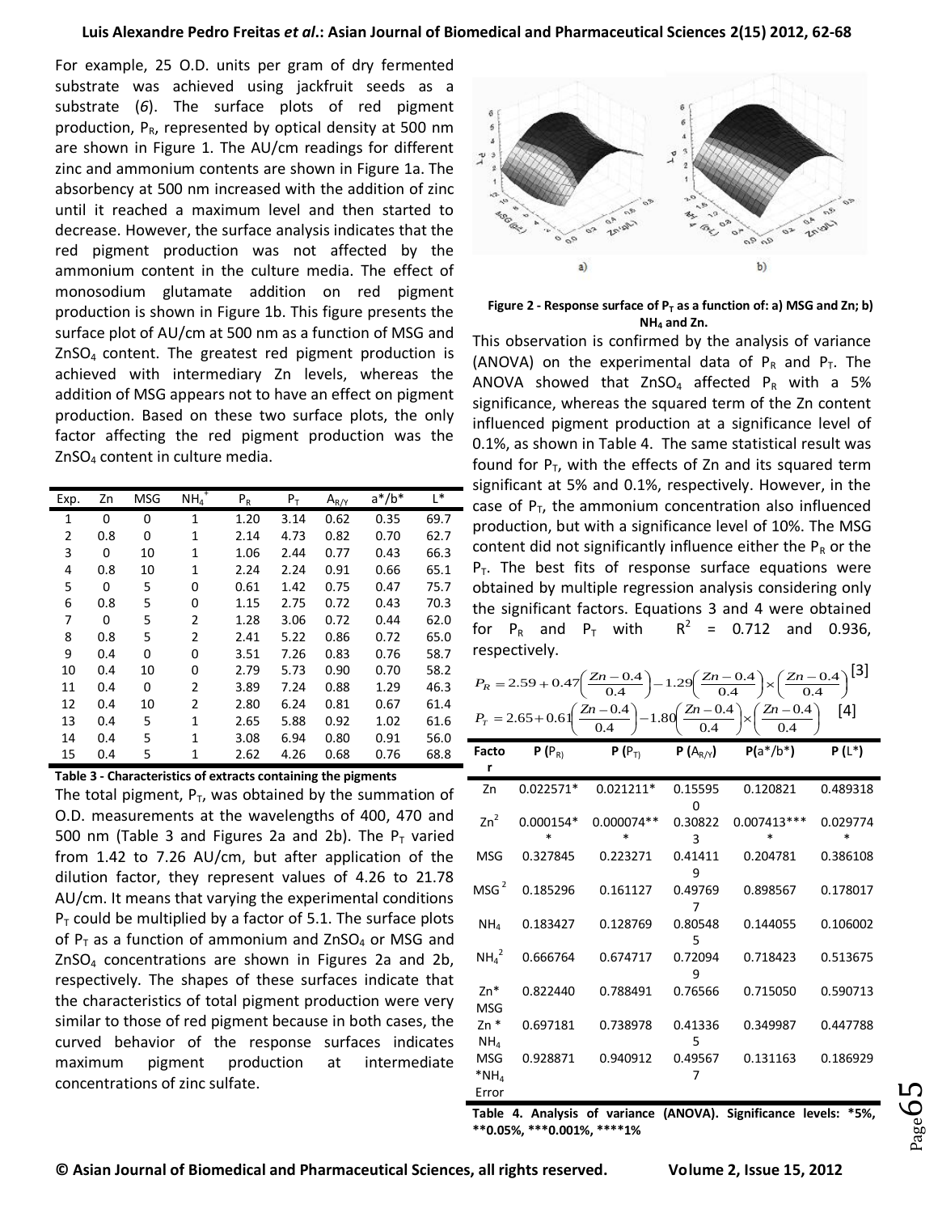For example, 25 O.D. units per gram of dry fermented substrate was achieved using jackfruit seeds as a substrate (*6*). The surface plots of red pigment production, $P_R$, represented by optical density at 500 nm are shown in Figure 1. The AU/cm readings for different zinc and ammonium contents are shown in Figure 1a. The absorbency at 500 nm increased with the addition of zinc until it reached a maximum level and then started to decrease. However, the surface analysis indicates that the red pigment production was not affected by the ammonium content in the culture media. The effect of monosodium glutamate addition on red pigment production is shown in Figure 1b. This figure presents the surface plot of AU/cm at 500 nm as a function of MSG and $ZnSO_4$ content. The greatest red pigment production is achieved with intermediary Zn levels, whereas the addition of MSG appears not to have an effect on pigment production. Based on these two surface plots, the only factor affecting the red pigment production was the $ZnSO_4$ content in culture media.

| Exp. | Zn | MSG | $NH_4^+$ | $P_R$ | $P_T$ | $A_{R/Y}$ | a*/b* | L* |
|---|---|---|---|---|---|---|---|---|
| 1 | 0 | 0 | 1 | 1.20 | 3.14 | 0.62 | 0.35 | 69.7 |
| 2 | 0.8 | 0 | 1 | 2.14 | 4.73 | 0.82 | 0.70 | 62.7 |
| 3 | 0 | 10 | 1 | 1.06 | 2.44 | 0.77 | 0.43 | 66.3 |
| 4 | 0.8 | 10 | 1 | 2.24 | 2.24 | 0.91 | 0.66 | 65.1 |
| 5 | 0 | 5 | 0 | 0.61 | 1.42 | 0.75 | 0.47 | 75.7 |
| 6 | 0.8 | 5 | 0 | 1.15 | 2.75 | 0.72 | 0.43 | 70.3 |
| 7 | 0 | 5 | 2 | 1.28 | 3.06 | 0.72 | 0.44 | 62.0 |
| 8 | 0.8 | 5 | 2 | 2.41 | 5.22 | 0.86 | 0.72 | 65.0 |
| 9 | 0.4 | 0 | 0 | 3.51 | 7.26 | 0.83 | 0.76 | 58.7 |
| 10 | 0.4 | 10 | 0 | 2.79 | 5.73 | 0.90 | 0.70 | 58.2 |
| 11 | 0.4 | 0 | 2 | 3.89 | 7.24 | 0.88 | 1.29 | 46.3 |
| 12 | 0.4 | 10 | 2 | 2.80 | 6.24 | 0.81 | 0.67 | 61.4 |
| 13 | 0.4 | 5 | 1 | 2.65 | 5.88 | 0.92 | 1.02 | 61.6 |
| 14 | 0.4 | 5 | 1 | 3.08 | 6.94 | 0.80 | 0.91 | 56.0 |
| 15 | 0.4 | 5 | 1 | 2.62 | 4.26 | 0.68 | 0.76 | 68.8 |

**Table 3 - Characteristics of extracts containing the pigments**

The total pigment, $P_T$, was obtained by the summation of O.D. measurements at the wavelengths of 400, 470 and 500 nm (Table 3 and Figures 2a and 2b). The $P_T$ varied from 1.42 to 7.26 AU/cm, but after application of the dilution factor, they represent values of 4.26 to 21.78 AU/cm. It means that varying the experimental conditions $P_T$ could be multiplied by a factor of 5.1. The surface plots of $P_T$ as a function of ammonium and $ZnSO_4$ or MSG and $ZnSO_4$ concentrations are shown in Figures 2a and 2b, respectively. The shapes of these surfaces indicate that the characteristics of total pigment production were very similar to those of red pigment because in both cases, the curved behavior of the response surfaces indicates maximum pigment production at intermediate concentrations of zinc sulfate.

**Figure 2 - Response surface of $P_T$ as a function of: a) MSG and Zn; b) $NH_4$ and Zn.**

This observation is confirmed by the analysis of variance (ANOVA) on the experimental data of $P_R$ and $P_T$. The ANOVA showed that $ZnSO_4$ affected $P_R$ with a 5% significance, whereas the squared term of the Zn content influenced pigment production at a significance level of 0.1%, as shown in Table 4. The same statistical result was found for $P_T$, with the effects of Zn and its squared term significant at 5% and 0.1%, respectively. However, in the case of $P_T$, the ammonium concentration also influenced production, but with a significance level of 10%. The MSG content did not significantly influence either the $P_R$ or the $P_T$. The best fits of response surface equations were obtained by multiple regression analysis considering only the significant factors. Equations 3 and 4 were obtained for $P_R$ and $P_T$ with $R^2$ = 0.712 and 0.936, respectively.

$$P_R = 2.59 + 0.47\left(\frac{Zn-0.4}{0.4}\right) - 1.29\left(\frac{Zn-0.4}{0.4}\right)\times\left(\frac{Zn-0.4}{0.4}\right) \quad [3]$$

$$P_T = 2.65 + 0.61\left(\frac{Zn-0.4}{0.4}\right) - 1.80\left(\frac{Zn-0.4}{0.4}\right)\times\left(\frac{Zn-0.4}{0.4}\right) \quad [4]$$

| Factor | P ($P_R$) | P ($P_T$) | P ($A_{R/Y}$) | P(a*/b*) | P (L*) |
|---|---|---|---|---|---|
| Zn | 0.022571* | 0.021211* | 0.155950 | 0.120821 | 0.489318 |
| $Zn^2$ | 0.000154** | 0.000074*** | 0.308223 | 0.007413**** | 0.029774* |
| MSG | 0.327845 | 0.223271 | 0.414119 | 0.204781 | 0.386108 |
| $MSG^2$ | 0.185296 | 0.161127 | 0.497697 | 0.898567 | 0.178017 |
| $NH_4$ | 0.183427 | 0.128769 | 0.805485 | 0.144055 | 0.106002 |
| $NH_4^2$ | 0.666764 | 0.674717 | 0.720949 | 0.718423 | 0.513675 |
| Zn* MSG | 0.822440 | 0.788491 | 0.76566 | 0.715050 | 0.590713 |
| Zn * $NH_4$ | 0.697181 | 0.738978 | 0.413365 | 0.349987 | 0.447788 |
| MSG *$NH_4$ | 0.928871 | 0.940912 | 0.495677 | 0.131163 | 0.186929 |
| Error | | | | | |

**Table 4. Analysis of variance (ANOVA). Significance levels: *5%, **0.05%, ***0.001%, ****1%**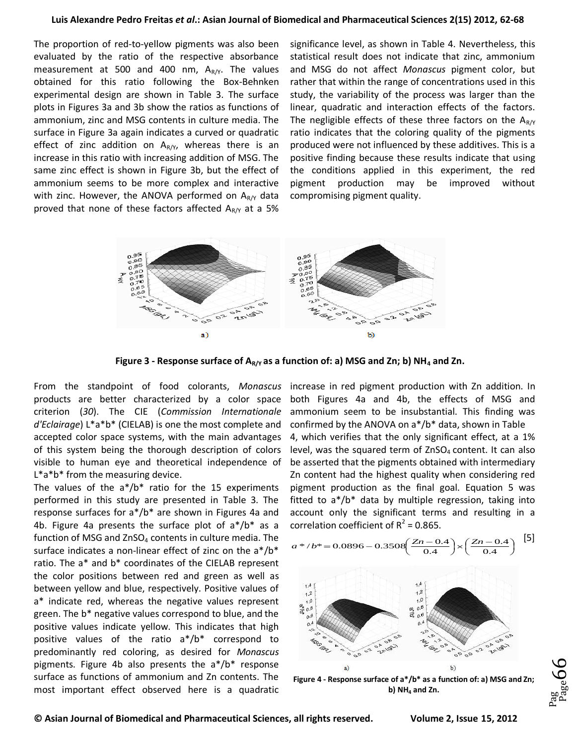The proportion of red-to-yellow pigments was also been evaluated by the ratio of the respective absorbance measurement at 500 and 400 nm, $A_{R/Y}$. The values obtained for this ratio following the Box-Behnken experimental design are shown in Table 3. The surface plots in Figures 3a and 3b show the ratios as functions of ammonium, zinc and MSG contents in culture media. The surface in Figure 3a again indicates a curved or quadratic effect of zinc addition on $A_{R/Y}$, whereas there is an increase in this ratio with increasing addition of MSG. The same zinc effect is shown in Figure 3b, but the effect of ammonium seems to be more complex and interactive with zinc. However, the ANOVA performed on $A_{R/Y}$ data proved that none of these factors affected $A_{R/Y}$ at a 5% significance level, as shown in Table 4. Nevertheless, this statistical result does not indicate that zinc, ammonium and MSG do not affect *Monascus* pigment color, but rather that within the range of concentrations used in this study, the variability of the process was larger than the linear, quadratic and interaction effects of the factors. The negligible effects of these three factors on the $A_{R/Y}$ ratio indicates that the coloring quality of the pigments produced were not influenced by these additives. This is a positive finding because these results indicate that using the conditions applied in this experiment, the red pigment production may be improved without compromising pigment quality.

**Figure 3 - Response surface of $A_{R/Y}$ as a function of: a) MSG and Zn; b) $NH_4$ and Zn.**

From the standpoint of food colorants, *Monascus* products are better characterized by a color space criterion (*30*). The CIE (*Commission Internationale d'Eclairage*) L*a*b* (CIELAB) is one the most complete and accepted color space systems, with the main advantages of this system being the thorough description of colors visible to human eye and theoretical independence of L*a*b* from the measuring device.

The values of the a*/b* ratio for the 15 experiments performed in this study are presented in Table 3. The response surfaces for a*/b* are shown in Figures 4a and 4b. Figure 4a presents the surface plot of a*/b* as a function of MSG and $ZnSO_4$ contents in culture media. The surface indicates a non-linear effect of zinc on the a*/b* ratio. The a* and b* coordinates of the CIELAB represent the color positions between red and green as well as between yellow and blue, respectively. Positive values of a* indicate red, whereas the negative values represent green. The b* negative values correspond to blue, and the positive values indicate yellow. This indicates that high positive values of the ratio a*/b* correspond to predominantly red coloring, as desired for *Monascus* pigments. Figure 4b also presents the a*/b* response surface as functions of ammonium and Zn contents. The most important effect observed here is a quadratic increase in red pigment production with Zn addition. In both Figures 4a and 4b, the effects of MSG and ammonium seem to be insubstantial. This finding was confirmed by the ANOVA on a*/b* data, shown in Table 4, which verifies that the only significant effect, at a 1% level, was the squared term of $ZnSO_4$ content. It can also be asserted that the pigments obtained with intermediary Zn content had the highest quality when considering red pigment production as the final goal. Equation 5 was fitted to a*/b* data by multiple regression, taking into account only the significant terms and resulting in a correlation coefficient of $R^2 = 0.865$.

$$a^*/b^* = 0.0896 - 0.3508\left(\frac{Zn - 0.4}{0.4}\right) \times \left(\frac{Zn - 0.4}{0.4}\right) \quad [5]$$

**Figure 4 - Response surface of a*/b* as a function of: a) MSG and Zn; b) $NH_4$ and Zn.**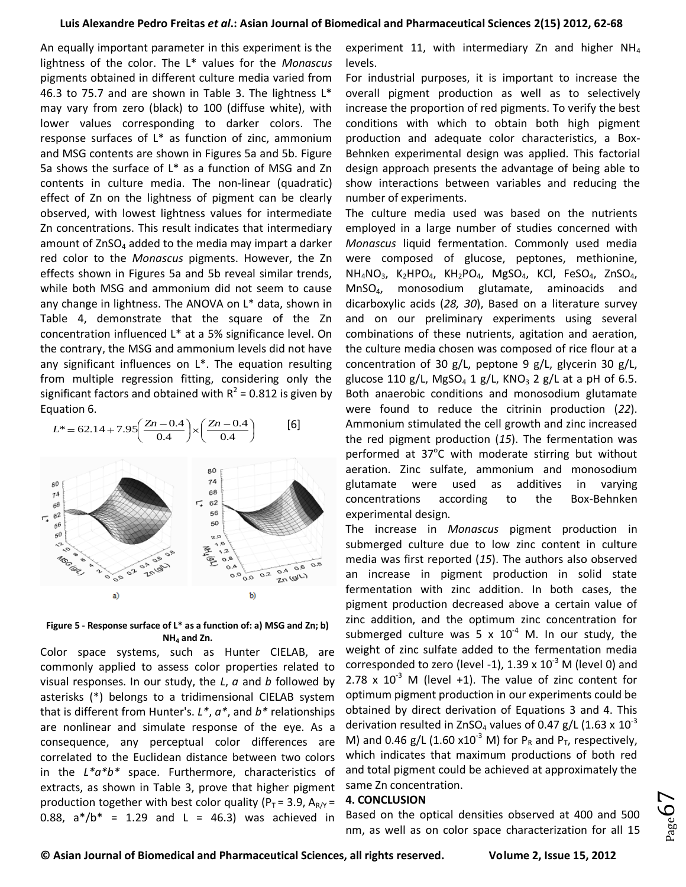An equally important parameter in this experiment is the lightness of the color. The L* values for the *Monascus* pigments obtained in different culture media varied from 46.3 to 75.7 and are shown in Table 3. The lightness L* may vary from zero (black) to 100 (diffuse white), with lower values corresponding to darker colors. The response surfaces of L* as function of zinc, ammonium and MSG contents are shown in Figures 5a and 5b. Figure 5a shows the surface of L* as a function of MSG and Zn contents in culture media. The non-linear (quadratic) effect of Zn on the lightness of pigment can be clearly observed, with lowest lightness values for intermediate Zn concentrations. This result indicates that intermediary amount of $ZnSO_4$ added to the media may impart a darker red color to the *Monascus* pigments. However, the Zn effects shown in Figures 5a and 5b reveal similar trends, while both MSG and ammonium did not seem to cause any change in lightness. The ANOVA on L* data, shown in Table 4, demonstrate that the square of the Zn concentration influenced L* at a 5% significance level. On the contrary, the MSG and ammonium levels did not have any significant influences on L*. The equation resulting from multiple regression fitting, considering only the significant factors and obtained with $R^2 = 0.812$ is given by Equation 6.

$$L^* = 62.14 + 7.95\left(\frac{Zn - 0.4}{0.4}\right) \times \left(\frac{Zn - 0.4}{0.4}\right) \qquad [6]$$

L*
MSG (g/L)
Zn (g/L)
a)

L*
NH4 (g/L)
Zn (g/L)
b)

**Figure 5 - Response surface of L* as a function of: a) MSG and Zn; b) $NH_4$ and Zn.**

Color space systems, such as Hunter CIELAB, are commonly applied to assess color properties related to visual responses. In our study, the *L*, *a* and *b* followed by asterisks (*) belongs to a tridimensional CIELAB system that is different from Hunter's. *L**, *a**, and *b** relationships are nonlinear and simulate response of the eye. As a consequence, any perceptual color differences are correlated to the Euclidean distance between two colors in the *L*a*b** space. Furthermore, characteristics of extracts, as shown in Table 3, prove that higher pigment production together with best color quality ($P_T = 3.9$, $A_{R/Y} = 0.88$, $a^*/b^* = 1.29$ and $L = 46.3$) was achieved in experiment 11, with intermediary Zn and higher $NH_4$ levels.

For industrial purposes, it is important to increase the overall pigment production as well as to selectively increase the proportion of red pigments. To verify the best conditions with which to obtain both high pigment production and adequate color characteristics, a Box-Behnken experimental design was applied. This factorial design approach presents the advantage of being able to show interactions between variables and reducing the number of experiments.

The culture media used was based on the nutrients employed in a large number of studies concerned with *Monascus* liquid fermentation. Commonly used media were composed of glucose, peptones, methionine, $NH_4NO_3$, $K_2HPO_4$, $KH_2PO_4$, $MgSO_4$, KCl, $FeSO_4$, $ZnSO_4$, $MnSO_4$, monosodium glutamate, aminoacids and dicarboxylic acids (*28, 30*), Based on a literature survey and on our preliminary experiments using several combinations of these nutrients, agitation and aeration, the culture media chosen was composed of rice flour at a concentration of 30 g/L, peptone 9 g/L, glycerin 30 g/L, glucose 110 g/L, $MgSO_4$ 1 g/L, $KNO_3$ 2 g/L at a pH of 6.5. Both anaerobic conditions and monosodium glutamate were found to reduce the citrinin production (*22*). Ammonium stimulated the cell growth and zinc increased the red pigment production (*15*). The fermentation was performed at 37°C with moderate stirring but without aeration. Zinc sulfate, ammonium and monosodium glutamate were used as additives in varying concentrations according to the Box-Behnken experimental design.

The increase in *Monascus* pigment production in submerged culture due to low zinc content in culture media was first reported (*15*). The authors also observed an increase in pigment production in solid state fermentation with zinc addition. In both cases, the pigment production decreased above a certain value of zinc addition, and the optimum zinc concentration for submerged culture was $5 \times 10^{-4}$ M. In our study, the weight of zinc sulfate added to the fermentation media corresponded to zero (level -1), $1.39 \times 10^{-3}$ M (level 0) and $2.78 \times 10^{-3}$ M (level +1). The value of zinc content for optimum pigment production in our experiments could be obtained by direct derivation of Equations 3 and 4. This derivation resulted in $ZnSO_4$ values of 0.47 g/L ($1.63 \times 10^{-3}$ M) and 0.46 g/L ($1.60 \times 10^{-3}$ M) for $P_R$ and $P_T$, respectively, which indicates that maximum productions of both red and total pigment could be achieved at approximately the same Zn concentration.

## 4. CONCLUSION

Based on the optical densities observed at 400 and 500 nm, as well as on color space characterization for all 15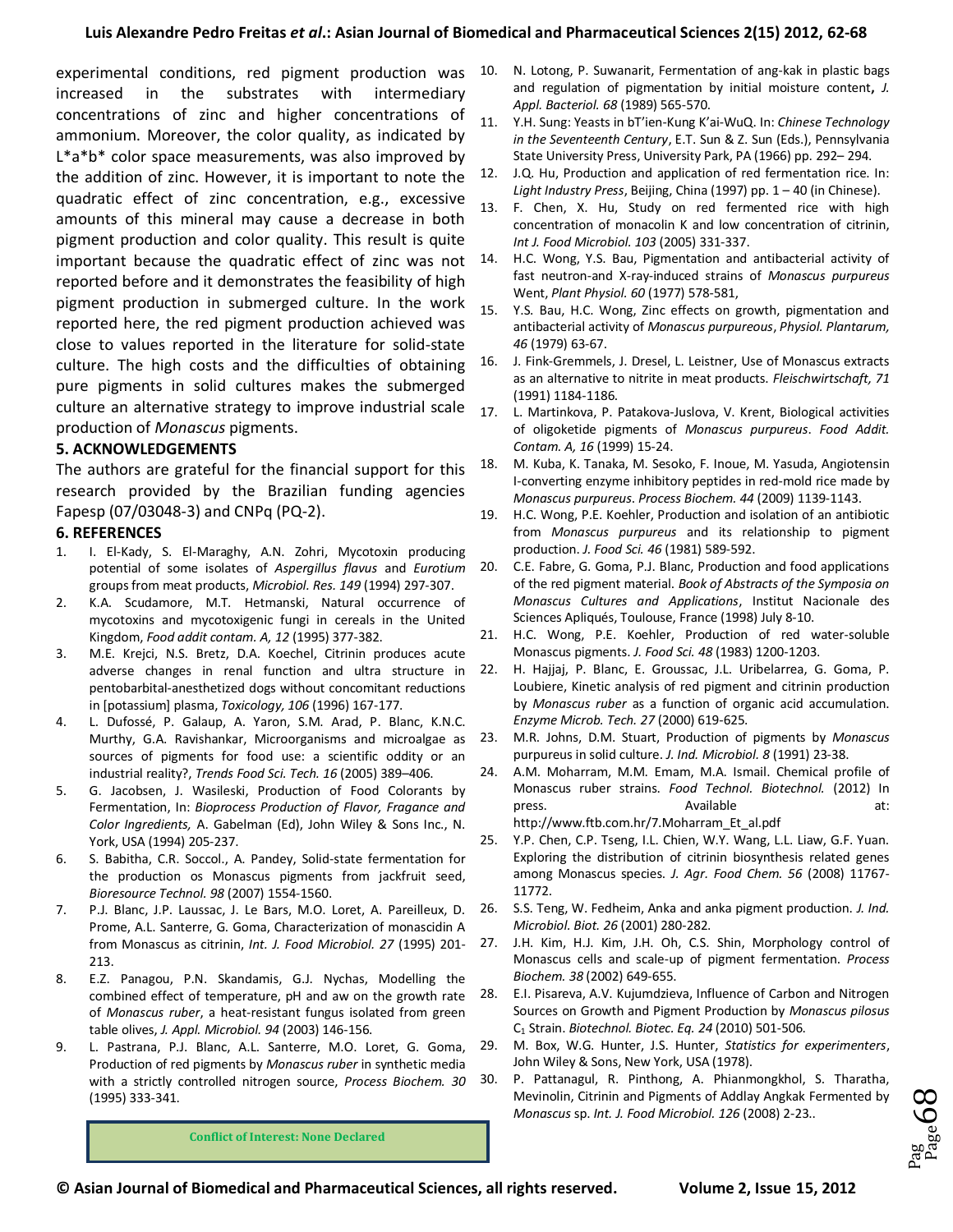experimental conditions, red pigment production was increased in the substrates with intermediary concentrations of zinc and higher concentrations of ammonium. Moreover, the color quality, as indicated by L*a*b* color space measurements, was also improved by the addition of zinc. However, it is important to note the quadratic effect of zinc concentration, e.g., excessive amounts of this mineral may cause a decrease in both pigment production and color quality. This result is quite important because the quadratic effect of zinc was not reported before and it demonstrates the feasibility of high pigment production in submerged culture. In the work reported here, the red pigment production achieved was close to values reported in the literature for solid-state culture. The high costs and the difficulties of obtaining pure pigments in solid cultures makes the submerged culture an alternative strategy to improve industrial scale production of *Monascus* pigments.

## 5. ACKNOWLEDGEMENTS

The authors are grateful for the financial support for this research provided by the Brazilian funding agencies Fapesp (07/03048-3) and CNPq (PQ-2).

## 6. REFERENCES

1. I. El-Kady, S. El-Maraghy, A.N. Zohri, Mycotoxin producing potential of some isolates of *Aspergillus flavus* and *Eurotium* groups from meat products, *Microbiol. Res. 149* (1994) 297-307.
2. K.A. Scudamore, M.T. Hetmanski, Natural occurrence of mycotoxins and mycotoxigenic fungi in cereals in the United Kingdom, *Food addit contam. A, 12* (1995) 377-382.
3. M.E. Krejci, N.S. Bretz, D.A. Koechel, Citrinin produces acute adverse changes in renal function and ultra structure in pentobarbital-anesthetized dogs without concomitant reductions in [potassium] plasma, *Toxicology, 106* (1996) 167-177.
4. L. Dufossé, P. Galaup, A. Yaron, S.M. Arad, P. Blanc, K.N.C. Murthy, G.A. Ravishankar, Microorganisms and microalgae as sources of pigments for food use: a scientific oddity or an industrial reality?, *Trends Food Sci. Tech. 16* (2005) 389–406.
5. G. Jacobsen, J. Wasileski, Production of Food Colorants by Fermentation, In: *Bioprocess Production of Flavor, Fragance and Color Ingredients,* A. Gabelman (Ed), John Wiley & Sons Inc., N. York, USA (1994) 205-237.
6. S. Babitha, C.R. Soccol., A. Pandey, Solid-state fermentation for the production os Monascus pigments from jackfruit seed, *Bioresource Technol. 98* (2007) 1554-1560.
7. P.J. Blanc, J.P. Laussac, J. Le Bars, M.O. Loret, A. Pareilleux, D. Prome, A.L. Santerre, G. Goma, Characterization of monascidin A from Monascus as citrinin, *Int. J. Food Microbiol. 27* (1995) 201-213.
8. E.Z. Panagou, P.N. Skandamis, G.J. Nychas, Modelling the combined effect of temperature, pH and aw on the growth rate of *Monascus ruber*, a heat-resistant fungus isolated from green table olives, *J. Appl. Microbiol. 94* (2003) 146-156.
9. L. Pastrana, P.J. Blanc, A.L. Santerre, M.O. Loret, G. Goma, Production of red pigments by *Monascus ruber* in synthetic media with a strictly controlled nitrogen source, *Process Biochem. 30* (1995) 333-341.
10. N. Lotong, P. Suwanarit, Fermentation of ang-kak in plastic bags and regulation of pigmentation by initial moisture content, *J. Appl. Bacteriol. 68* (1989) 565-570.
11. Y.H. Sung: Yeasts in bT'ien-Kung K'ai-WuQ. In: *Chinese Technology in the Seventeenth Century*, E.T. Sun & Z. Sun (Eds.), Pennsylvania State University Press, University Park, PA (1966) pp. 292– 294.
12. J.Q. Hu, Production and application of red fermentation rice. In: *Light Industry Press*, Beijing, China (1997) pp. 1 – 40 (in Chinese).
13. F. Chen, X. Hu, Study on red fermented rice with high concentration of monacolin K and low concentration of citrinin, *Int J. Food Microbiol. 103* (2005) 331-337.
14. H.C. Wong, Y.S. Bau, Pigmentation and antibacterial activity of fast neutron-and X-ray-induced strains of *Monascus purpureus* Went, *Plant Physiol. 60* (1977) 578-581,
15. Y.S. Bau, H.C. Wong, Zinc effects on growth, pigmentation and antibacterial activity of *Monascus purpureous*, *Physiol. Plantarum, 46* (1979) 63-67.
16. J. Fink-Gremmels, J. Dresel, L. Leistner, Use of Monascus extracts as an alternative to nitrite in meat products. *Fleischwirtschaft, 71* (1991) 1184-1186.
17. L. Martinkova, P. Patakova-Juslova, V. Krent, Biological activities of oligoketide pigments of *Monascus purpureus*. *Food Addit. Contam. A, 16* (1999) 15-24.
18. M. Kuba, K. Tanaka, M. Sesoko, F. Inoue, M. Yasuda, Angiotensin I-converting enzyme inhibitory peptides in red-mold rice made by *Monascus purpureus*. *Process Biochem. 44* (2009) 1139-1143.
19. H.C. Wong, P.E. Koehler, Production and isolation of an antibiotic from *Monascus purpureus* and its relationship to pigment production. *J. Food Sci. 46* (1981) 589-592.
20. C.E. Fabre, G. Goma, P.J. Blanc, Production and food applications of the red pigment material. *Book of Abstracts of the Symposia on Monascus Cultures and Applications*, Institut Nacionale des Sciences Apliqués, Toulouse, France (1998) July 8-10.
21. H.C. Wong, P.E. Koehler, Production of red water-soluble Monascus pigments. *J. Food Sci. 48* (1983) 1200-1203.
22. H. Hajjaj, P. Blanc, E. Groussac, J.L. Uribelarrea, G. Goma, P. Loubiere, Kinetic analysis of red pigment and citrinin production by *Monascus ruber* as a function of organic acid accumulation. *Enzyme Microb. Tech. 27* (2000) 619-625.
23. M.R. Johns, D.M. Stuart, Production of pigments by *Monascus* purpureus in solid culture. *J. Ind. Microbiol. 8* (1991) 23-38.
24. A.M. Moharram, M.M. Emam, M.A. Ismail. Chemical profile of Monascus ruber strains. *Food Technol. Biotechnol.* (2012) In press. Available at: http://www.ftb.com.hr/7.Moharram_Et_al.pdf
25. Y.P. Chen, C.P. Tseng, I.L. Chien, W.Y. Wang, L.L. Liaw, G.F. Yuan. Exploring the distribution of citrinin biosynthesis related genes among Monascus species. *J. Agr. Food Chem. 56* (2008) 11767-11772.
26. S.S. Teng, W. Fedheim, Anka and anka pigment production. *J. Ind. Microbiol. Biot. 26* (2001) 280-282.
27. J.H. Kim, H.J. Kim, J.H. Oh, C.S. Shin, Morphology control of Monascus cells and scale-up of pigment fermentation. *Process Biochem. 38* (2002) 649-655.
28. E.I. Pisareva, A.V. Kujumdzieva, Influence of Carbon and Nitrogen Sources on Growth and Pigment Production by *Monascus pilosus* $C_1$ Strain. *Biotechnol. Biotec. Eq. 24* (2010) 501-506.
29. M. Box, W.G. Hunter, J.S. Hunter, *Statistics for experimenters*, John Wiley & Sons, New York, USA (1978).
30. P. Pattanagul, R. Pinthong, A. Phianmongkhol, S. Tharatha, Mevinolin, Citrinin and Pigments of Addlay Angkak Fermented by *Monascus* sp. *Int. J. Food Microbiol. 126* (2008) 2-23..

**Conflict of Interest: None Declared**